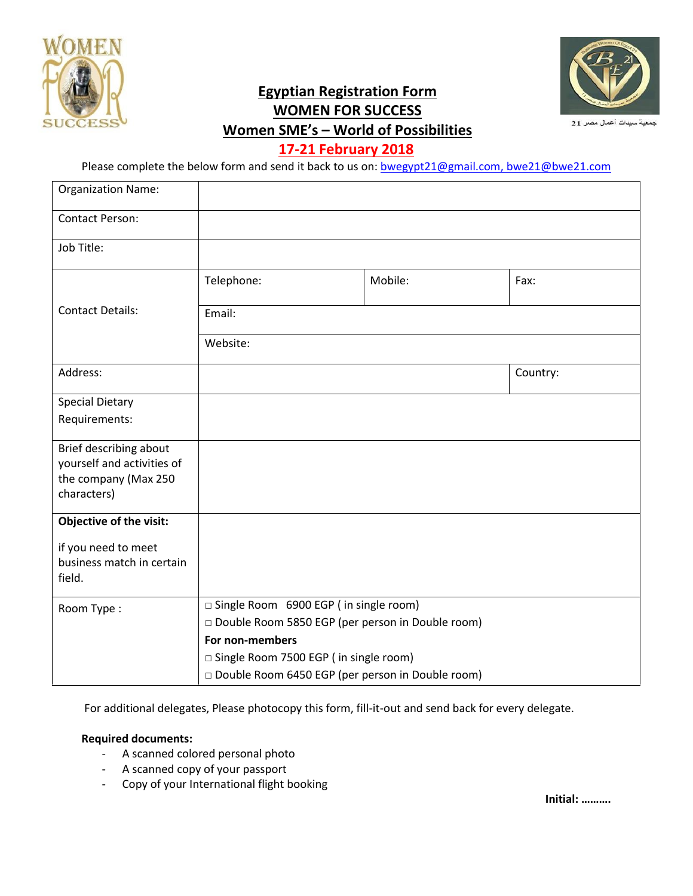# Egyptian Registration Form

# WOMEN FOR SUCCESS

# Women SME's – World of Possibilities

## 17-21 February 2018

جمعية سيدات أعمال مصر 21

Please complete the below form and send it back to us on: bwegypt21@gmail.com, bwe21@bwe21.com

| | | | |
|---|---|---|---|
| Organization Name: | | | |
| Contact Person: | | | |
| Job Title: | | | |
| Contact Details: | Telephone: | Mobile: | Fax: |
| | Email: | | |
| | Website: | | |
| Address: | | | Country: |
| Special Dietary Requirements: | | | |
| Brief describing about yourself and activities of the company (Max 250 characters) | | | |
| **Objective of the visit:** if you need to meet business match in certain field. | | | |
| Room Type : | □ Single Room 6900 EGP ( in single room)<br>□ Double Room 5850 EGP (per person in Double room)<br>**For non-members**<br>□ Single Room 7500 EGP ( in single room)<br>□ Double Room 6450 EGP (per person in Double room) | | |

For additional delegates, Please photocopy this form, fill-it-out and send back for every delegate.

**Required documents:**

- A scanned colored personal photo
- A scanned copy of your passport
- Copy of your International flight booking

**Initial: ……….**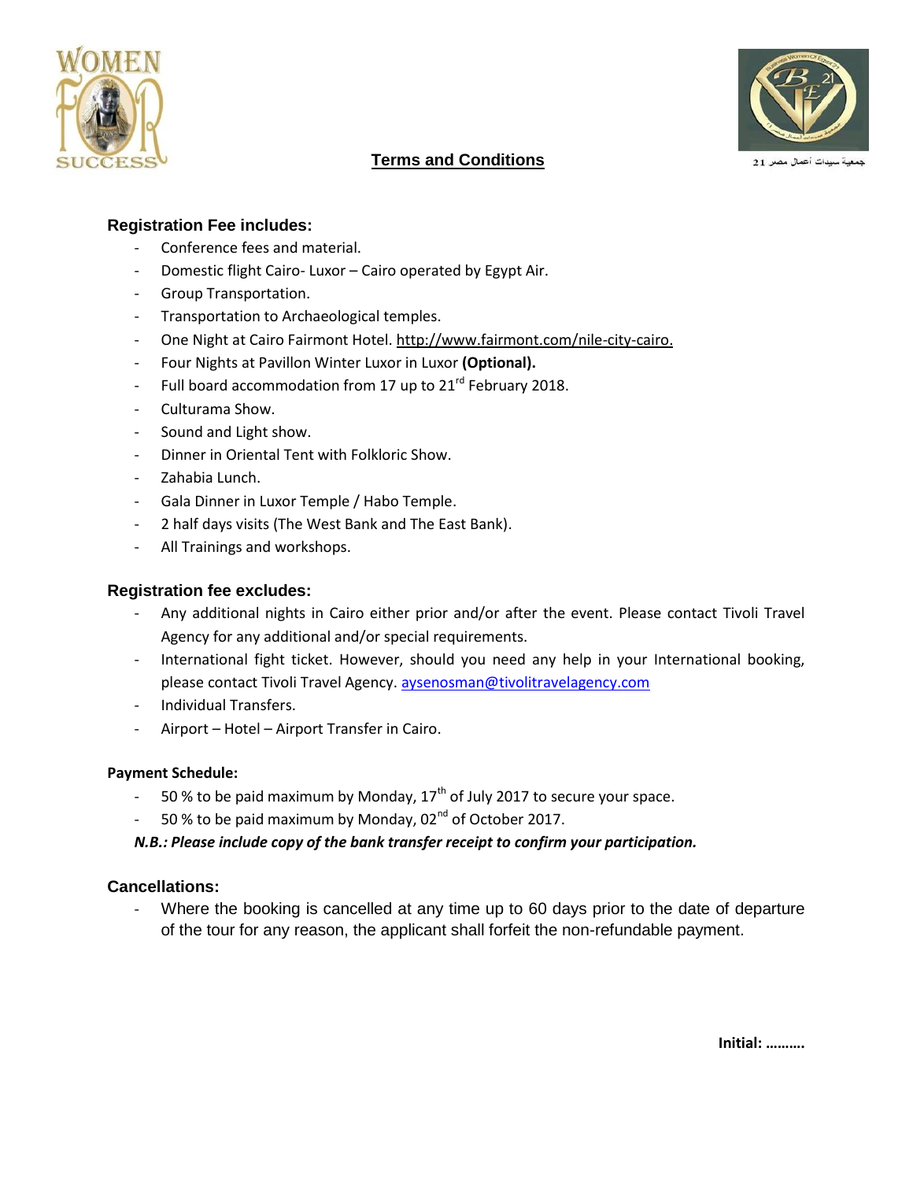## Terms and Conditions

### Registration Fee includes:

- Conference fees and material.
- Domestic flight Cairo- Luxor – Cairo operated by Egypt Air.
- Group Transportation.
- Transportation to Archaeological temples.
- One Night at Cairo Fairmont Hotel. http://www.fairmont.com/nile-city-cairo.
- Four Nights at Pavillon Winter Luxor in Luxor **(Optional).**
- Full board accommodation from 17 up to 21rd February 2018.
- Culturama Show.
- Sound and Light show.
- Dinner in Oriental Tent with Folkloric Show.
- Zahabia Lunch.
- Gala Dinner in Luxor Temple / Habo Temple.
- 2 half days visits (The West Bank and The East Bank).
- All Trainings and workshops.

### Registration fee excludes:

- Any additional nights in Cairo either prior and/or after the event. Please contact Tivoli Travel Agency for any additional and/or special requirements.
- International fight ticket. However, should you need any help in your International booking, please contact Tivoli Travel Agency. aysenosman@tivolitravelagency.com
- Individual Transfers.
- Airport – Hotel – Airport Transfer in Cairo.

**Payment Schedule:**

- 50 % to be paid maximum by Monday, 17th of July 2017 to secure your space.
- 50 % to be paid maximum by Monday, 02nd of October 2017.

***N.B.: Please include copy of the bank transfer receipt to confirm your participation.***

### Cancellations:

- Where the booking is cancelled at any time up to 60 days prior to the date of departure of the tour for any reason, the applicant shall forfeit the non-refundable payment.

**Initial: ……….**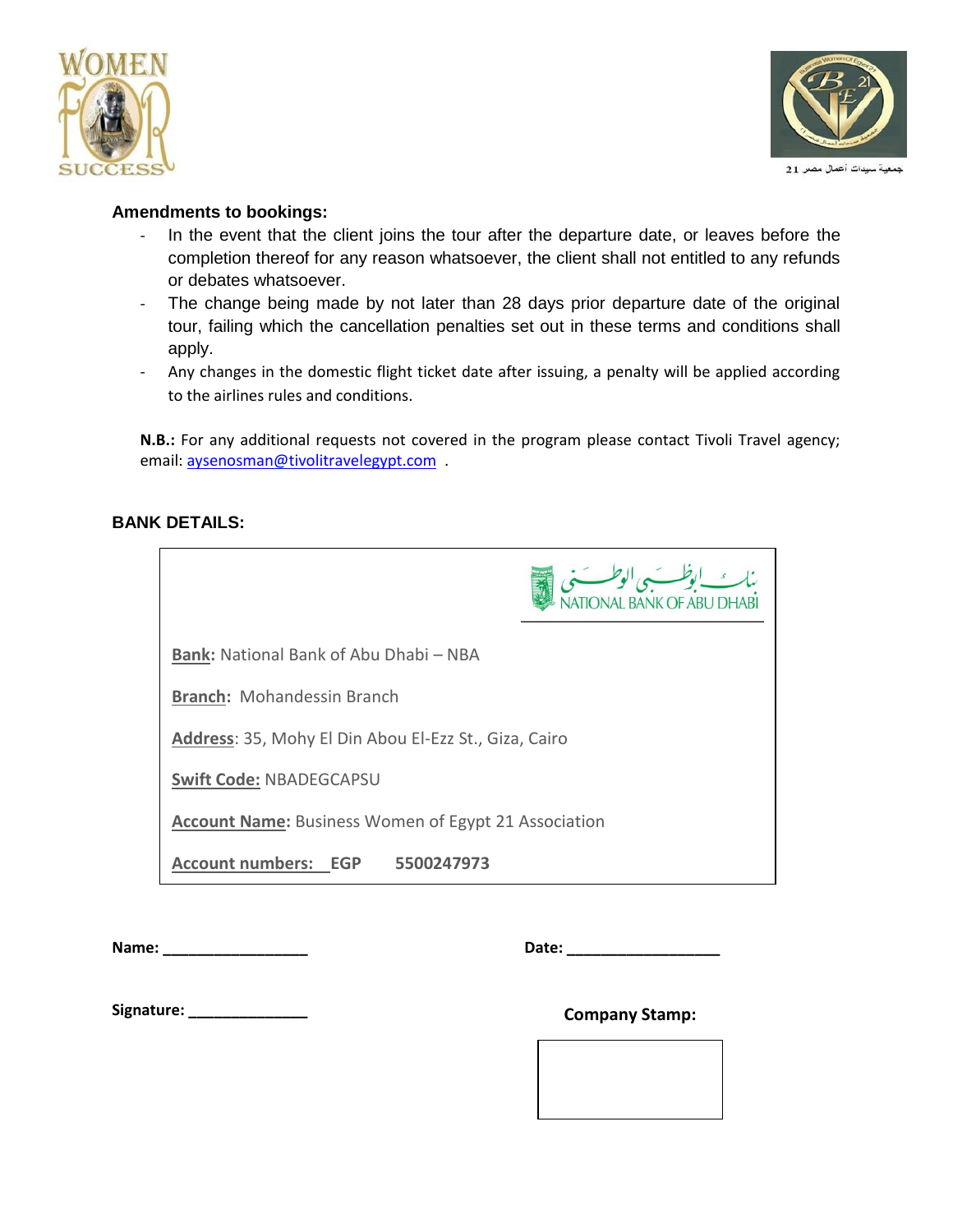**Amendments to bookings:**

- In the event that the client joins the tour after the departure date, or leaves before the completion thereof for any reason whatsoever, the client shall not entitled to any refunds or debates whatsoever.
- The change being made by not later than 28 days prior departure date of the original tour, failing which the cancellation penalties set out in these terms and conditions shall apply.
- Any changes in the domestic flight ticket date after issuing, a penalty will be applied according to the airlines rules and conditions.

**N.B.:** For any additional requests not covered in the program please contact Tivoli Travel agency; email: aysenosman@tivolitravelegypt.com .

**BANK DETAILS:**

بنك أبوظبي الوطني
NATIONAL BANK OF ABU DHABI

**Bank:** National Bank of Abu Dhabi – NBA

**Branch:** Mohandessin Branch

**Address**: 35, Mohy El Din Abou El-Ezz St., Giza, Cairo

**Swift Code:** NBADEGCAPSU

**Account Name:** Business Women of Egypt 21 Association

**Account numbers: EGP 5500247973**

**Name:** ________________ **Date:** ________________

**Signature:** ______________ **Company Stamp:**